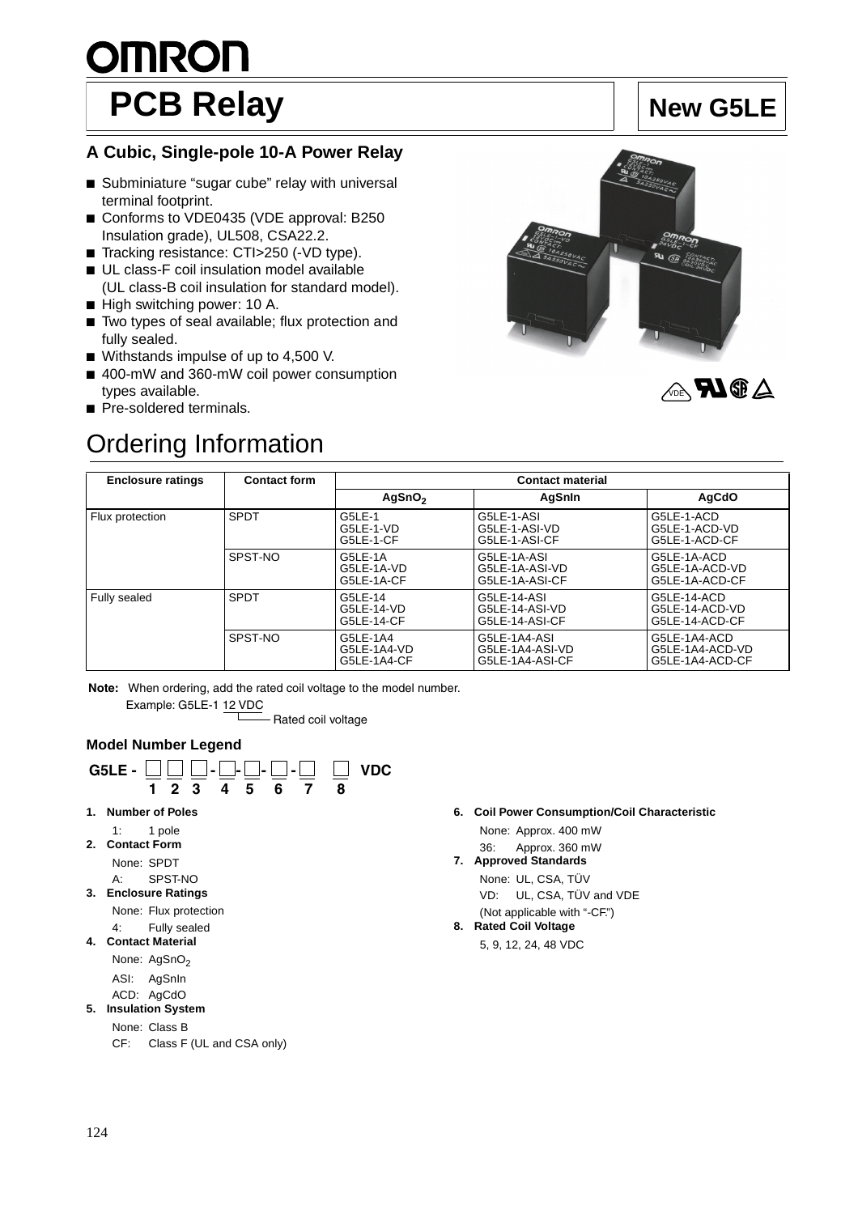# OMRON

# PCB Relay

# New G5LE

### A Cubic, Single-pole 10-A Power Relay

- Subminiature "sugar cube" relay with universal terminal footprint.
- Conforms to VDE0435 (VDE approval: B250 Insulation grade), UL508, CSA22.2.
- Tracking resistance: CTI>250 (-VD type).
- UL class-F coil insulation model available (UL class-B coil insulation for standard model).
- High switching power: 10 A.
- Two types of seal available; flux protection and fully sealed.
- Withstands impulse of up to 4,500 V.
- 400-mW and 360-mW coil power consumption types available.
- Pre-soldered terminals.

## Ordering Information

| Enclosure ratings | Contact form | Contact material | | |
|---|---|---|---|---|
| | | $AgSnO_2$ | AgSnIn | AgCdO |
| Flux protection | SPDT | G5LE-1<br>G5LE-1-VD<br>G5LE-1-CF | G5LE-1-ASI<br>G5LE-1-ASI-VD<br>G5LE-1-ASI-CF | G5LE-1-ACD<br>G5LE-1-ACD-VD<br>G5LE-1-ACD-CF |
| | SPST-NO | G5LE-1A<br>G5LE-1A-VD<br>G5LE-1A-CF | G5LE-1A-ASI<br>G5LE-1A-ASI-VD<br>G5LE-1A-ASI-CF | G5LE-1A-ACD<br>G5LE-1A-ACD-VD<br>G5LE-1A-ACD-CF |
| Fully sealed | SPDT | G5LE-14<br>G5LE-14-VD<br>G5LE-14-CF | G5LE-14-ASI<br>G5LE-14-ASI-VD<br>G5LE-14-ASI-CF | G5LE-14-ACD<br>G5LE-14-ACD-VD<br>G5LE-14-ACD-CF |
| | SPST-NO | G5LE-1A4<br>G5LE-1A4-VD<br>G5LE-1A4-CF | G5LE-1A4-ASI<br>G5LE-1A4-ASI-VD<br>G5LE-1A4-ASI-CF | G5LE-1A4-ACD<br>G5LE-1A4-ACD-VD<br>G5LE-1A4-ACD-CF |

**Note:** When ordering, add the rated coil voltage to the model number.
Example: G5LE-1 12 VDC
(12 VDC: Rated coil voltage)

### Model Number Legend

G5LE - □ □ □ - □ - □ - □ - □ □ VDC
1 2 3 4 5 6 7 8

1. **Number of Poles**
   1: 1 pole
2. **Contact Form**
   None: SPDT
   A: SPST-NO
3. **Enclosure Ratings**
   None: Flux protection
   4: Fully sealed
4. **Contact Material**
   None: $AgSnO_2$
   ASI: AgSnIn
   ACD: AgCdO
5. **Insulation System**
   None: Class B
   CF: Class F (UL and CSA only)
6. **Coil Power Consumption/Coil Characteristic**
   None: Approx. 400 mW
   36: Approx. 360 mW
7. **Approved Standards**
   None: UL, CSA, TÜV
   VD: UL, CSA, TÜV and VDE
   (Not applicable with "-CF.")
8. **Rated Coil Voltage**
   5, 9, 12, 24, 48 VDC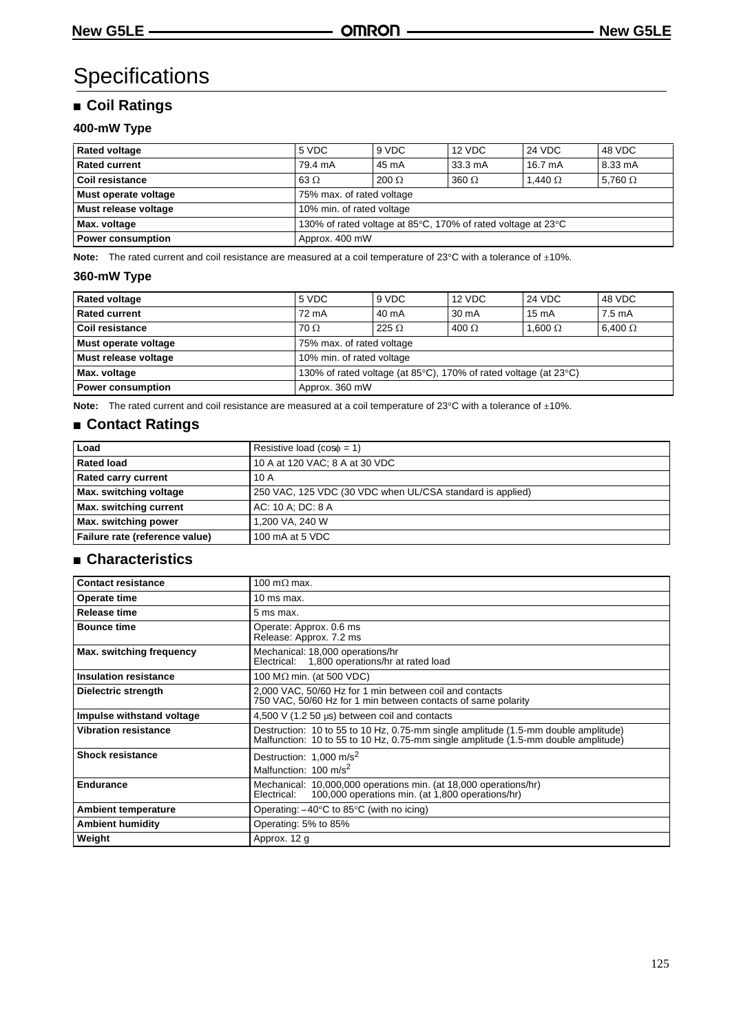# Specifications

## ■ Coil Ratings

### 400-mW Type

| Rated voltage | 5 VDC | 9 VDC | 12 VDC | 24 VDC | 48 VDC |
|---|---|---|---|---|---|
| Rated current | 79.4 mA | 45 mA | 33.3 mA | 16.7 mA | 8.33 mA |
| Coil resistance | 63 Ω | 200 Ω | 360 Ω | 1,440 Ω | 5,760 Ω |
| Must operate voltage | 75% max. of rated voltage | | | | |
| Must release voltage | 10% min. of rated voltage | | | | |
| Max. voltage | 130% of rated voltage at 85°C, 170% of rated voltage at 23°C | | | | |
| Power consumption | Approx. 400 mW | | | | |

**Note:** The rated current and coil resistance are measured at a coil temperature of 23°C with a tolerance of ±10%.

### 360-mW Type

| Rated voltage | 5 VDC | 9 VDC | 12 VDC | 24 VDC | 48 VDC |
|---|---|---|---|---|---|
| Rated current | 72 mA | 40 mA | 30 mA | 15 mA | 7.5 mA |
| Coil resistance | 70 Ω | 225 Ω | 400 Ω | 1,600 Ω | 6,400 Ω |
| Must operate voltage | 75% max. of rated voltage | | | | |
| Must release voltage | 10% min. of rated voltage | | | | |
| Max. voltage | 130% of rated voltage (at 85°C), 170% of rated voltage (at 23°C) | | | | |
| Power consumption | Approx. 360 mW | | | | |

**Note:** The rated current and coil resistance are measured at a coil temperature of 23°C with a tolerance of ±10%.

## ■ Contact Ratings

| Load | Resistive load ($\cos\phi = 1$) |
|---|---|
| Rated load | 10 A at 120 VAC; 8 A at 30 VDC |
| Rated carry current | 10 A |
| Max. switching voltage | 250 VAC, 125 VDC (30 VDC when UL/CSA standard is applied) |
| Max. switching current | AC: 10 A; DC: 8 A |
| Max. switching power | 1,200 VA, 240 W |
| Failure rate (reference value) | 100 mA at 5 VDC |

## ■ Characteristics

| Contact resistance | 100 mΩ max. |
|---|---|
| Operate time | 10 ms max. |
| Release time | 5 ms max. |
| Bounce time | Operate: Approx. 0.6 ms<br>Release: Approx. 7.2 ms |
| Max. switching frequency | Mechanical: 18,000 operations/hr<br>Electrical: 1,800 operations/hr at rated load |
| Insulation resistance | 100 MΩ min. (at 500 VDC) |
| Dielectric strength | 2,000 VAC, 50/60 Hz for 1 min between coil and contacts<br>750 VAC, 50/60 Hz for 1 min between contacts of same polarity |
| Impulse withstand voltage | 4,500 V (1.2 50 μs) between coil and contacts |
| Vibration resistance | Destruction: 10 to 55 to 10 Hz, 0.75-mm single amplitude (1.5-mm double amplitude)<br>Malfunction: 10 to 55 to 10 Hz, 0.75-mm single amplitude (1.5-mm double amplitude) |
| Shock resistance | Destruction: 1,000 $m/s^2$<br>Malfunction: 100 $m/s^2$ |
| Endurance | Mechanical: 10,000,000 operations min. (at 18,000 operations/hr)<br>Electrical: 100,000 operations min. (at 1,800 operations/hr) |
| Ambient temperature | Operating: –40°C to 85°C (with no icing) |
| Ambient humidity | Operating: 5% to 85% |
| Weight | Approx. 12 g |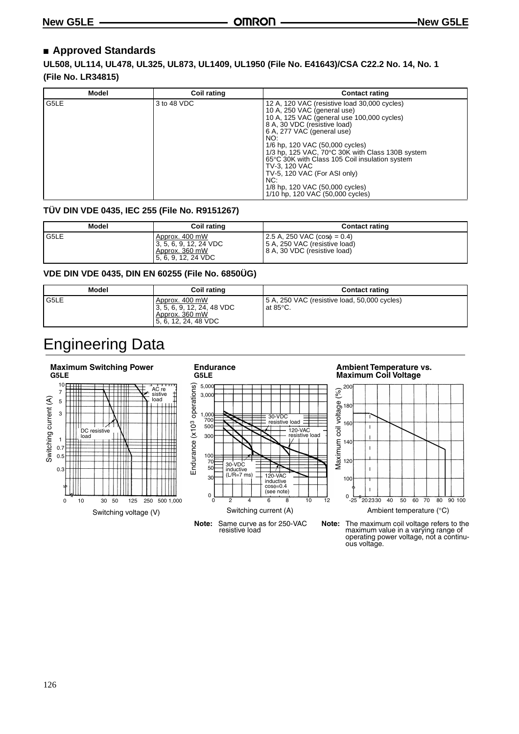## ■ Approved Standards

**UL508, UL114, UL478, UL325, UL873, UL1409, UL1950 (File No. E41643)/CSA C22.2 No. 14, No. 1 (File No. LR34815)**

| Model | Coil rating | Contact rating |
|---|---|---|
| G5LE | 3 to 48 VDC | 12 A, 120 VAC (resistive load 30,000 cycles)<br>10 A, 250 VAC (general use)<br>10 A, 125 VAC (general use 100,000 cycles)<br>8 A, 30 VDC (resistive load)<br>6 A, 277 VAC (general use)<br>NO:<br>1/6 hp, 120 VAC (50,000 cycles)<br>1/3 hp, 125 VAC, 70°C 30K with Class 130B system<br>65°C 30K with Class 105 Coil insulation system<br>TV-3, 120 VAC<br>TV-5, 120 VAC (For ASI only)<br>NC:<br>1/8 hp, 120 VAC (50,000 cycles)<br>1/10 hp, 120 VAC (50,000 cycles) |

**TÜV DIN VDE 0435, IEC 255 (File No. R9151267)**

| Model | Coil rating | Contact rating |
|---|---|---|
| G5LE | Approx. 400 mW<br>3, 5, 6, 9, 12, 24 VDC<br>Approx. 360 mW<br>5, 6, 9, 12, 24 VDC | 2.5 A, 250 VAC (cosϕ = 0.4)<br>5 A, 250 VAC (resistive load)<br>8 A, 30 VDC (resistive load) |

**VDE DIN VDE 0435, DIN EN 60255 (File No. 6850ÜG)**

| Model | Coil rating | Contact rating |
|---|---|---|
| G5LE | Approx. 400 mW<br>3, 5, 6, 9, 12, 24, 48 VDC<br>Approx. 360 mW<br>5, 6, 12, 24, 48 VDC | 5 A, 250 VAC (resistive load, 50,000 cycles)<br>at 85°C. |

# Engineering Data

**Maximum Switching Power**
**G5LE**

Switching current (A)
10
7
5
3
1
0.7
0.5
0.3
0 10 30 50 125 250 500 1,000
Switching voltage (V)
AC resistive load
DC resistive load

**Endurance**
**G5LE**

Endurance (x10³ operations)
5,000
3,000
1,000
700
500
300
100
70
50
30
0
0 2 4 6 8 10 12
Switching current (A)
30-VDC resistive load
120-VAC resistive load
30-VDC inductive (L/R=7 ms)
120-VAC inductive cosϕ=0.4 (see note)

**Note:** Same curve as for 250-VAC resistive load

**Ambient Temperature vs. Maximum Coil Voltage**

Maximum coil voltage (%)
200
180
160
140
120
100
0
-25 20 23 30 40 50 60 70 80 90 100
Ambient temperature (°C)

**Note:** The maximum coil voltage refers to the maximum value in a varying range of operating power voltage, not a continuous voltage.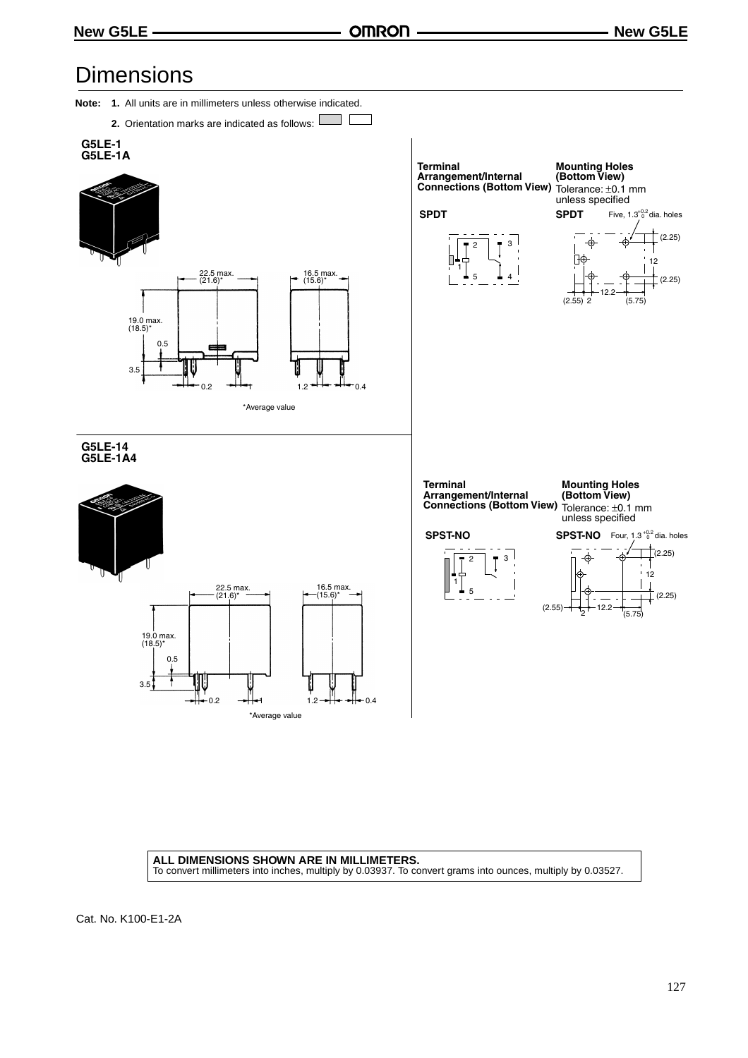# Dimensions

**Note:** **1.** All units are in millimeters unless otherwise indicated.

**2.** Orientation marks are indicated as follows:

## G5LE-1
## G5LE-1A

22.5 max.
(21.6)*

16.5 max.
(15.6)*

19.0 max.
(18.5)*

0.5

3.5

0.2

1

1.2

0.4

*Average value

**Terminal Arrangement/Internal Connections (Bottom View)**

**SPDT**

2 3 1 5 4

**Mounting Holes (Bottom View)**

Tolerance: ±0.1 mm unless specified

**SPDT** Five, 1.3$^{+0.2}_{0}$ dia. holes

(2.25)

12

(2.25)

12.2

(2.55) 2

(5.75)

## G5LE-14
## G5LE-1A4

22.5 max.
(21.6)*

16.5 max.
(15.6)*

19.0 max.
(18.5)*

0.5

3.5

0.2

1

1.2

0.4

*Average value

**Terminal Arrangement/Internal Connections (Bottom View)**

**SPST-NO**

2 3 1 5

**Mounting Holes (Bottom View)**

Tolerance: ±0.1 mm unless specified

**SPST-NO** Four, 1.3$^{+0.2}_{0}$ dia. holes

(2.25)

12

(2.25)

(2.55)

2

12.2

(5.75)

**ALL DIMENSIONS SHOWN ARE IN MILLIMETERS.**
To convert millimeters into inches, multiply by 0.03937. To convert grams into ounces, multiply by 0.03527.

Cat. No. K100-E1-2A